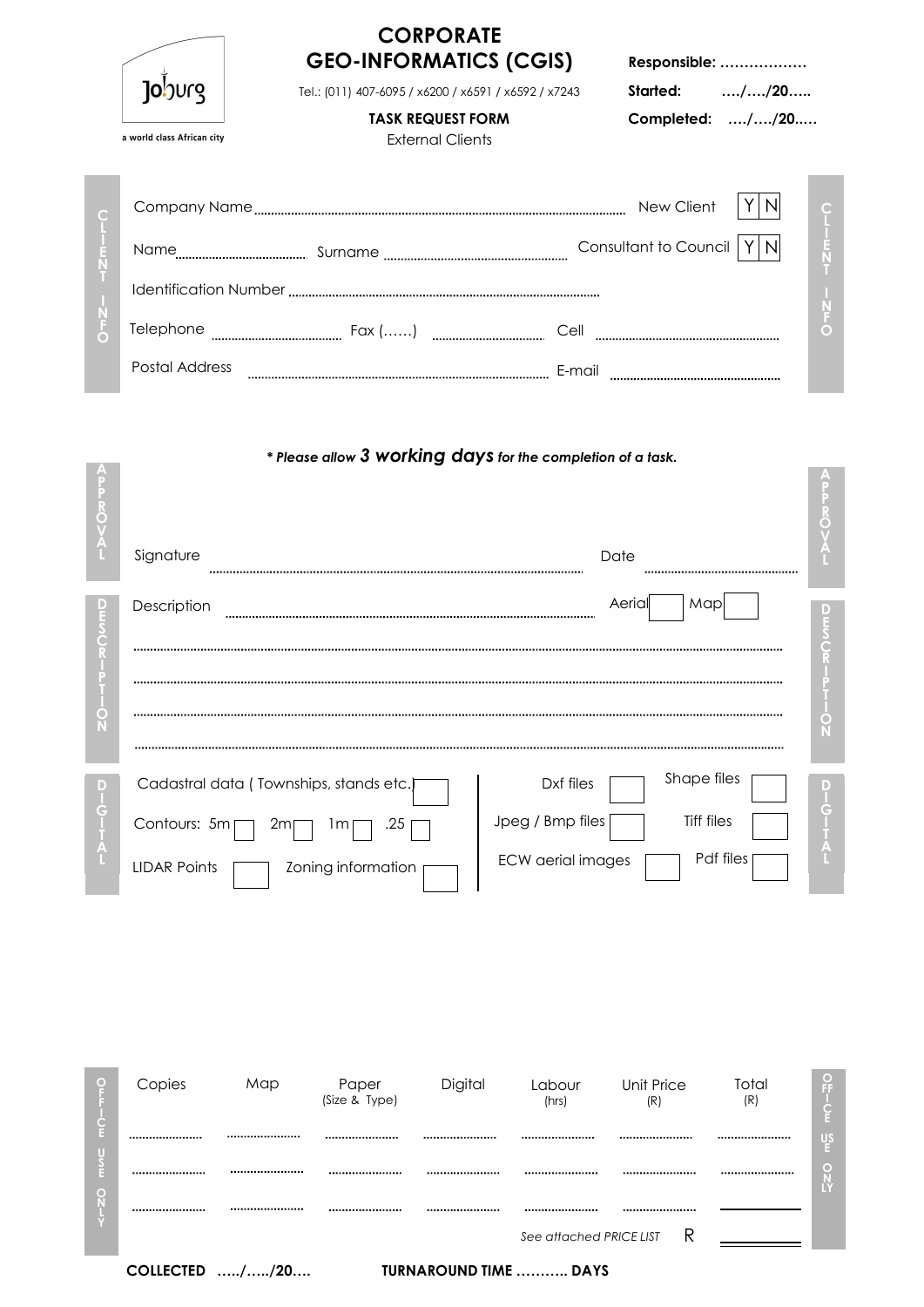Joburg

a world class African city

# CORPORATE GEO-INFORMATICS (CGIS)

Tel.: (011) 407-6095 / x6200 / x6591 / x6592 / x7243

**TASK REQUEST FORM**

External Clients

**Responsible:** ………………

**Started:** …./…./20…..

**Completed:** …./…./20..…

## CLIENT INFO

Company Name ................................................................ New Client Y | N

Name ........................ Surname ........................ Consultant to Council Y | N

Identification Number ................................................................

Telephone ........................ Fax (……) ........................ Cell ........................

Postal Address ................................................................ E-mail ........................

*** Please allow 3 working days for the completion of a task.**

## APPROVAL

Signature ................................................................ Date ........................

## DESCRIPTION

Description ................................................................ Aerial ☐ Map ☐

................................................................................................................................

................................................................................................................................

................................................................................................................................

................................................................................................................................

## DIGITAL

Cadastral data ( Townships, stands etc.) ☐

Contours: 5m ☐ 2m ☐ 1m ☐ .25 ☐

LIDAR Points ☐ Zoning information ☐

Dxf files ☐ Shape files ☐

Jpeg / Bmp files ☐ Tiff files ☐

ECW aerial images ☐ Pdf files ☐

## OFFICE USE ONLY

| Copies | Map | Paper (Size & Type) | Digital | Labour (hrs) | Unit Price (R) | Total (R) |
|---|---|---|---|---|---|---|
| ........ | ........ | ........ | ........ | ........ | ........ | ........ |
| ........ | ........ | ........ | ........ | ........ | ........ | ........ |
| ........ | ........ | ........ | ........ | ........ | ........ | |
| | | | | *See attached PRICE LIST* | R | |

**COLLECTED …../…../20….**

**TURNAROUND TIME ………. DAYS**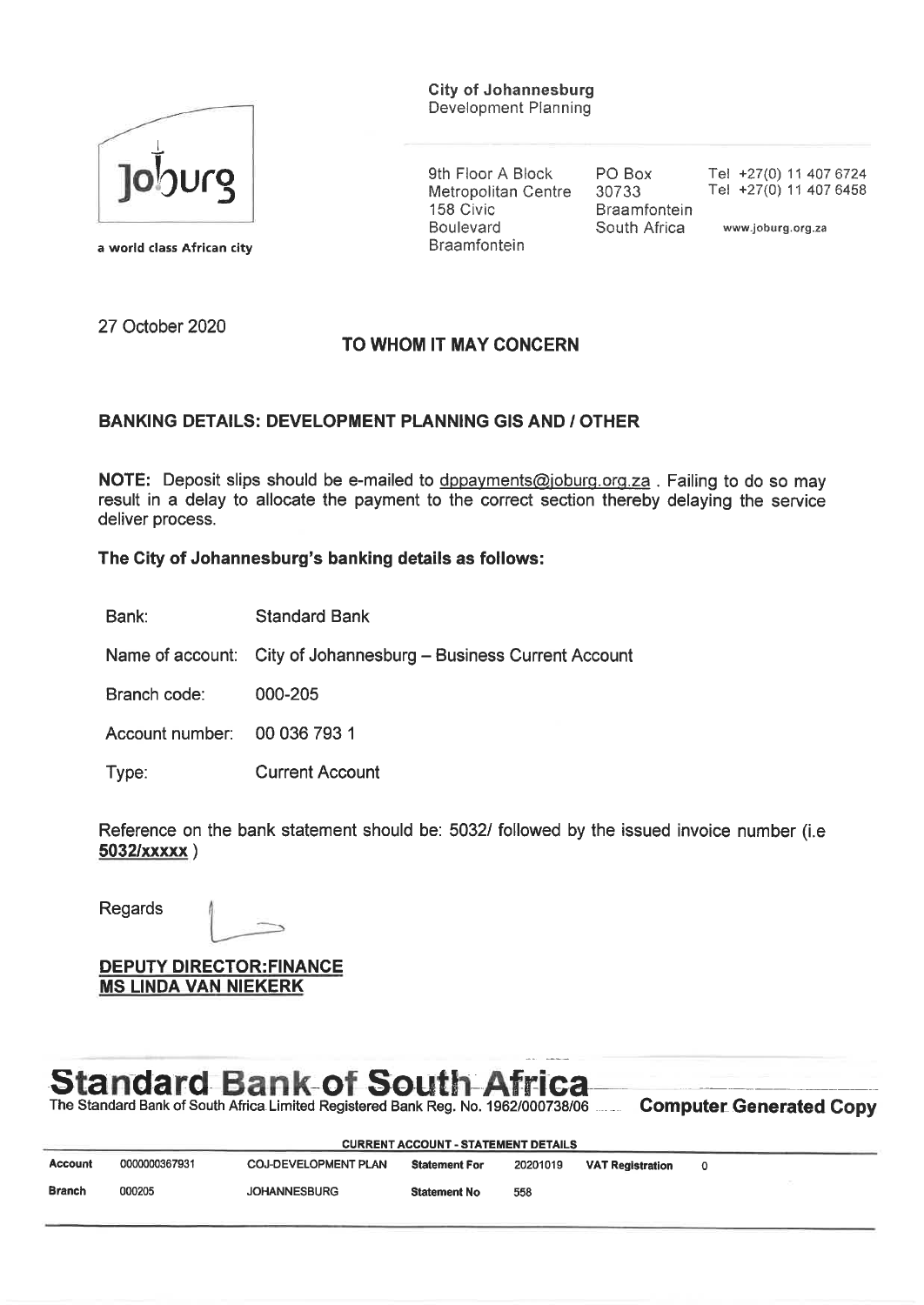Joburg

a world class African city

**City of Johannesburg**
Development Planning

9th Floor A Block
Metropolitan Centre
158 Civic
Boulevard
Braamfontein

PO Box
30733
Braamfontein
South Africa

Tel +27(0) 11 407 6724
Tel +27(0) 11 407 6458

www.joburg.org.za

27 October 2020

## TO WHOM IT MAY CONCERN

### BANKING DETAILS: DEVELOPMENT PLANNING GIS AND / OTHER

**NOTE:** Deposit slips should be e-mailed to dppayments@joburg.org.za . Failing to do so may result in a delay to allocate the payment to the correct section thereby delaying the service deliver process.

**The City of Johannesburg's banking details as follows:**

| | |
|---|---|
| Bank: | Standard Bank |
| Name of account: | City of Johannesburg – Business Current Account |
| Branch code: | 000-205 |
| Account number: | 00 036 793 1 |
| Type: | Current Account |

Reference on the bank statement should be: 5032/ followed by the issued invoice number (i.e **5032/xxxxx** )

Regards

**DEPUTY DIRECTOR:FINANCE**
**MS LINDA VAN NIEKERK**

## Standard Bank of South Africa

The Standard Bank of South Africa Limited Registered Bank Reg. No. 1962/000738/06 **Computer Generated Copy**

**CURRENT ACCOUNT - STATEMENT DETAILS**

| | | | | | | | |
|---|---|---|---|---|---|---|---|
| **Account** | 0000000367931 | COJ-DEVELOPMENT PLAN | **Statement For** | 20201019 | **VAT Registration** | 0 |
| **Branch** | 000205 | JOHANNESBURG | **Statement No** | 558 | | |